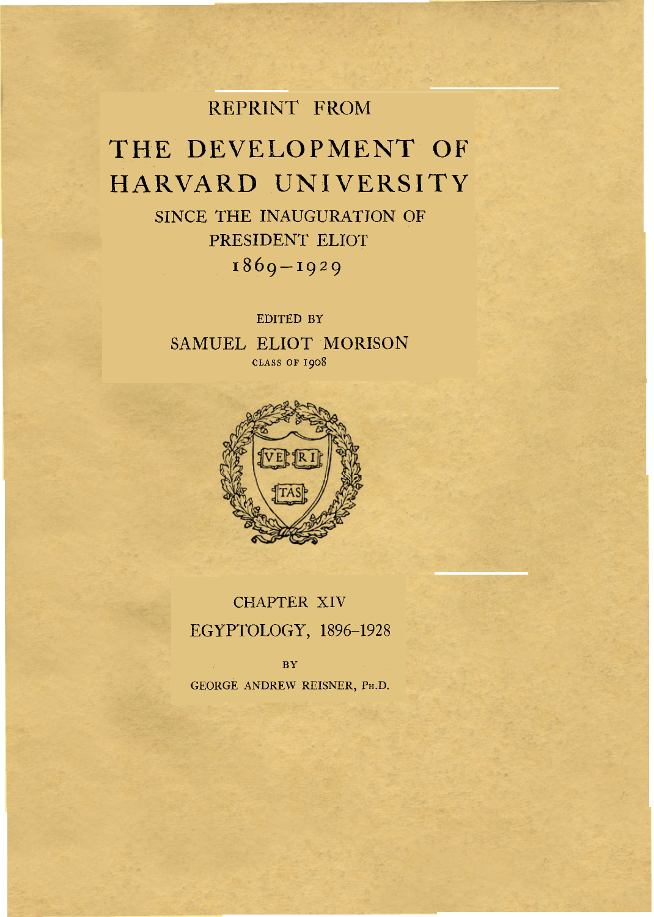REPRINT FROM

# THE DEVELOPMENT OF HARVARD UNIVERSITY

## SINCE THE INAUGURATION OF PRESIDENT ELIOT 1869–1929

EDITED BY

SAMUEL ELIOT MORISON

CLASS OF 1908

VE RI TAS

## CHAPTER XIV

## EGYPTOLOGY, 1896–1928

BY

GEORGE ANDREW REISNER, PH.D.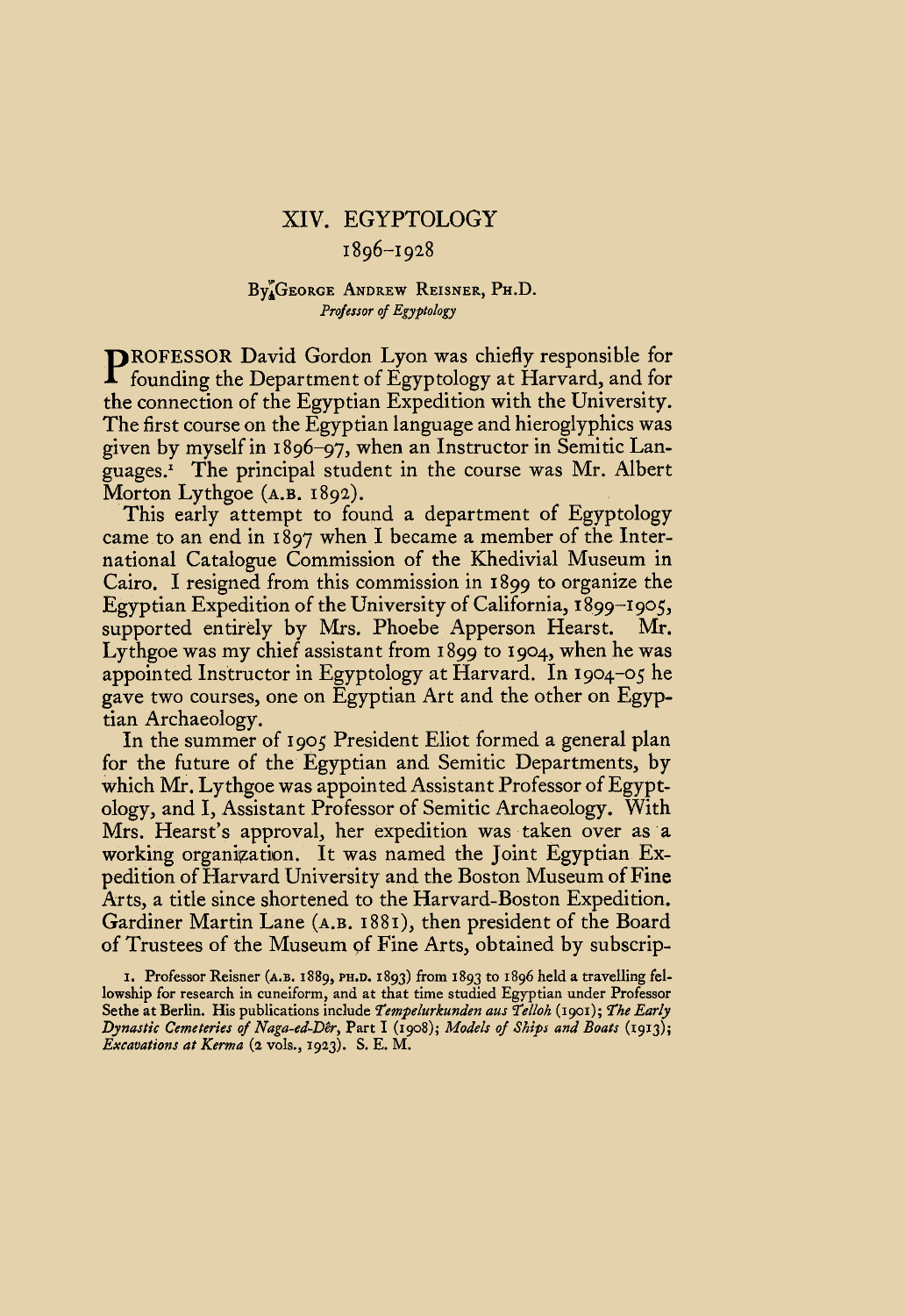# XIV. EGYPTOLOGY

## 1896–1928

By GEORGE ANDREW REISNER, PH.D.
*Professor of Egyptology*

PROFESSOR David Gordon Lyon was chiefly responsible for founding the Department of Egyptology at Harvard, and for the connection of the Egyptian Expedition with the University. The first course on the Egyptian language and hieroglyphics was given by myself in 1896–97, when an Instructor in Semitic Languages.[1] The principal student in the course was Mr. Albert Morton Lythgoe (A.B. 1892).

This early attempt to found a department of Egyptology came to an end in 1897 when I became a member of the International Catalogue Commission of the Khedivial Museum in Cairo. I resigned from this commission in 1899 to organize the Egyptian Expedition of the University of California, 1899–1905, supported entirely by Mrs. Phoebe Apperson Hearst. Mr. Lythgoe was my chief assistant from 1899 to 1904, when he was appointed Instructor in Egyptology at Harvard. In 1904–05 he gave two courses, one on Egyptian Art and the other on Egyptian Archaeology.

In the summer of 1905 President Eliot formed a general plan for the future of the Egyptian and Semitic Departments, by which Mr. Lythgoe was appointed Assistant Professor of Egyptology, and I, Assistant Professor of Semitic Archaeology. With Mrs. Hearst's approval, her expedition was taken over as a working organization. It was named the Joint Egyptian Expedition of Harvard University and the Boston Museum of Fine Arts, a title since shortened to the Harvard-Boston Expedition. Gardiner Martin Lane (A.B. 1881), then president of the Board of Trustees of the Museum of Fine Arts, obtained by subscrip-

1. Professor Reisner (A.B. 1889, PH.D. 1893) from 1893 to 1896 held a travelling fellowship for research in cuneiform, and at that time studied Egyptian under Professor Sethe at Berlin. His publications include *Tempelurkunden aus Telloh* (1901); *The Early Dynastic Cemeteries of Naga-ed-Dêr*, Part I (1908); *Models of Ships and Boats* (1913); *Excavations at Kerma* (2 vols., 1923). S. E. M.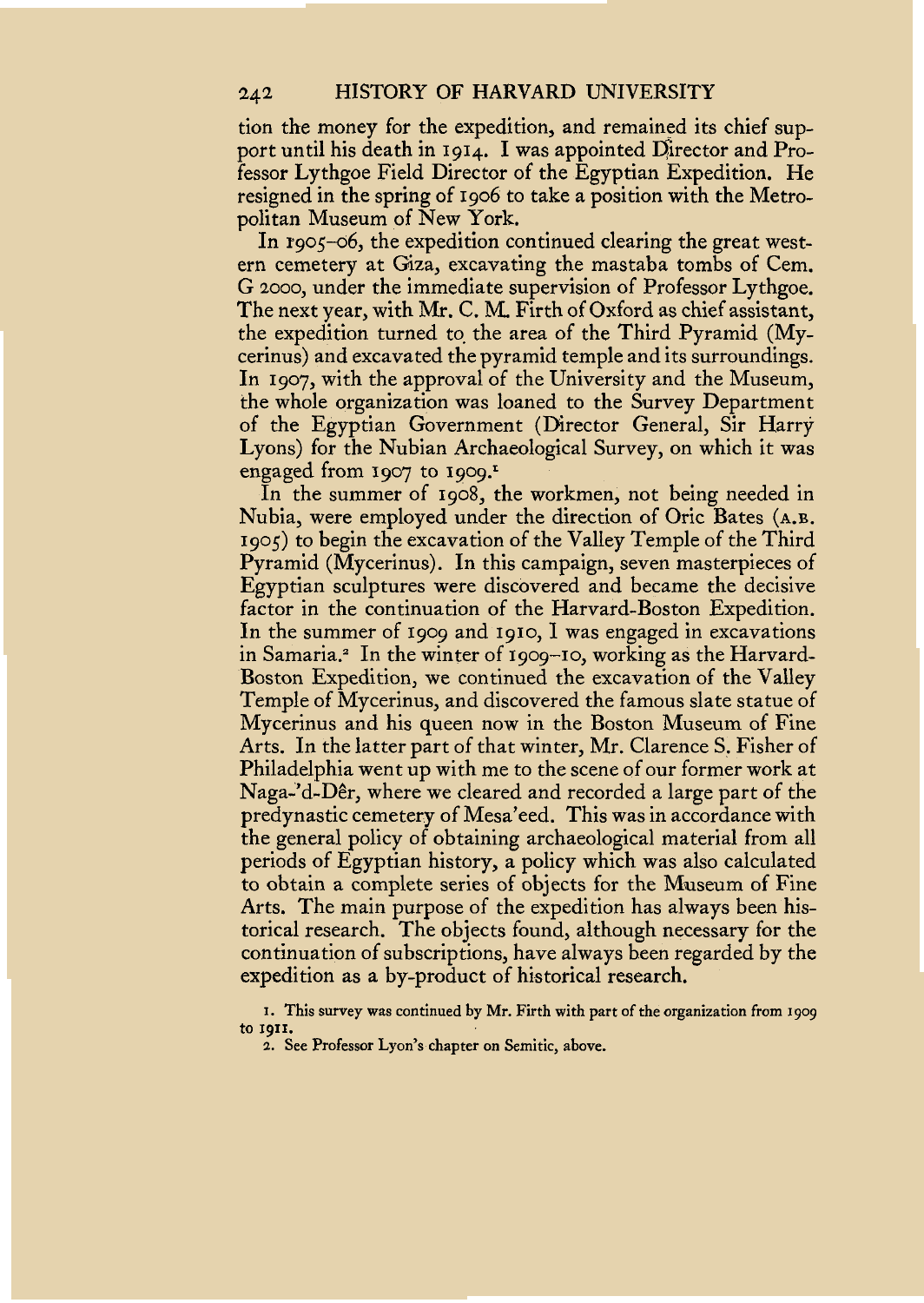tion the money for the expedition, and remained its chief support until his death in 1914. I was appointed Director and Professor Lythgoe Field Director of the Egyptian Expedition. He resigned in the spring of 1906 to take a position with the Metropolitan Museum of New York.

In 1905–06, the expedition continued clearing the great western cemetery at Giza, excavating the mastaba tombs of Cem. G 2000, under the immediate supervision of Professor Lythgoe. The next year, with Mr. C. M. Firth of Oxford as chief assistant, the expedition turned to the area of the Third Pyramid (Mycerinus) and excavated the pyramid temple and its surroundings. In 1907, with the approval of the University and the Museum, the whole organization was loaned to the Survey Department of the Egyptian Government (Director General, Sir Harry Lyons) for the Nubian Archaeological Survey, on which it was engaged from 1907 to 1909.[1]

In the summer of 1908, the workmen, not being needed in Nubia, were employed under the direction of Oric Bates (A.B. 1905) to begin the excavation of the Valley Temple of the Third Pyramid (Mycerinus). In this campaign, seven masterpieces of Egyptian sculptures were discovered and became the decisive factor in the continuation of the Harvard-Boston Expedition. In the summer of 1909 and 1910, I was engaged in excavations in Samaria.[2] In the winter of 1909–10, working as the Harvard-Boston Expedition, we continued the excavation of the Valley Temple of Mycerinus, and discovered the famous slate statue of Mycerinus and his queen now in the Boston Museum of Fine Arts. In the latter part of that winter, Mr. Clarence S. Fisher of Philadelphia went up with me to the scene of our former work at Naga-'d-Dêr, where we cleared and recorded a large part of the predynastic cemetery of Mesa'eed. This was in accordance with the general policy of obtaining archaeological material from all periods of Egyptian history, a policy which was also calculated to obtain a complete series of objects for the Museum of Fine Arts. The main purpose of the expedition has always been historical research. The objects found, although necessary for the continuation of subscriptions, have always been regarded by the expedition as a by-product of historical research.

1. This survey was continued by Mr. Firth with part of the organization from 1909 to 1911.

2. See Professor Lyon's chapter on Semitic, above.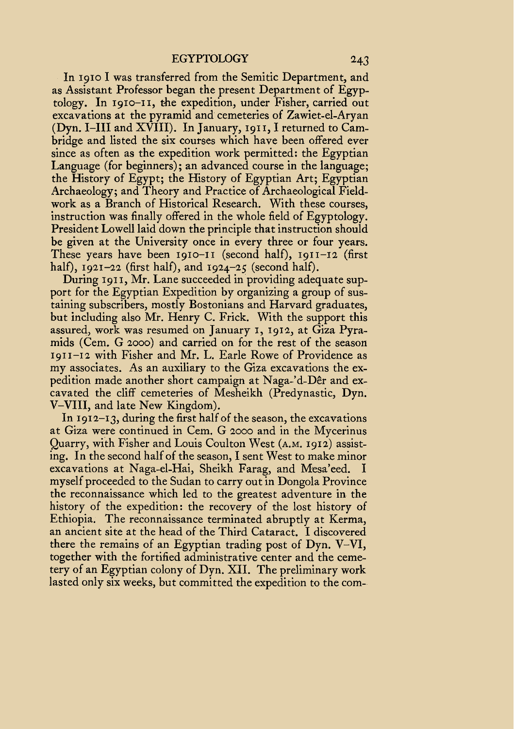In 1910 I was transferred from the Semitic Department, and as Assistant Professor began the present Department of Egyptology. In 1910–11, the expedition, under Fisher, carried out excavations at the pyramid and cemeteries of Zawiet-el-Aryan (Dyn. I–III and XVIII). In January, 1911, I returned to Cambridge and listed the six courses which have been offered ever since as often as the expedition work permitted: the Egyptian Language (for beginners); an advanced course in the language; the History of Egypt; the History of Egyptian Art; Egyptian Archaeology; and Theory and Practice of Archaeological Fieldwork as a Branch of Historical Research. With these courses, instruction was finally offered in the whole field of Egyptology. President Lowell laid down the principle that instruction should be given at the University once in every three or four years. These years have been 1910–11 (second half), 1911–12 (first half), 1921–22 (first half), and 1924–25 (second half).

During 1911, Mr. Lane succeeded in providing adequate support for the Egyptian Expedition by organizing a group of sustaining subscribers, mostly Bostonians and Harvard graduates, but including also Mr. Henry C. Frick. With the support this assured, work was resumed on January 1, 1912, at Giza Pyramids (Cem. G 2000) and carried on for the rest of the season 1911–12 with Fisher and Mr. L. Earle Rowe of Providence as my associates. As an auxiliary to the Giza excavations the expedition made another short campaign at Naga-'d-Dêr and excavated the cliff cemeteries of Mesheikh (Predynastic, Dyn. V–VIII, and late New Kingdom).

In 1912–13, during the first half of the season, the excavations at Giza were continued in Cem. G 2000 and in the Mycerinus Quarry, with Fisher and Louis Coulton West (A.M. 1912) assisting. In the second half of the season, I sent West to make minor excavations at Naga-el-Hai, Sheikh Farag, and Mesa'eed. I myself proceeded to the Sudan to carry out in Dongola Province the reconnaissance which led to the greatest adventure in the history of the expedition: the recovery of the lost history of Ethiopia. The reconnaissance terminated abruptly at Kerma, an ancient site at the head of the Third Cataract. I discovered there the remains of an Egyptian trading post of Dyn. V–VI, together with the fortified administrative center and the cemetery of an Egyptian colony of Dyn. XII. The preliminary work lasted only six weeks, but committed the expedition to the com-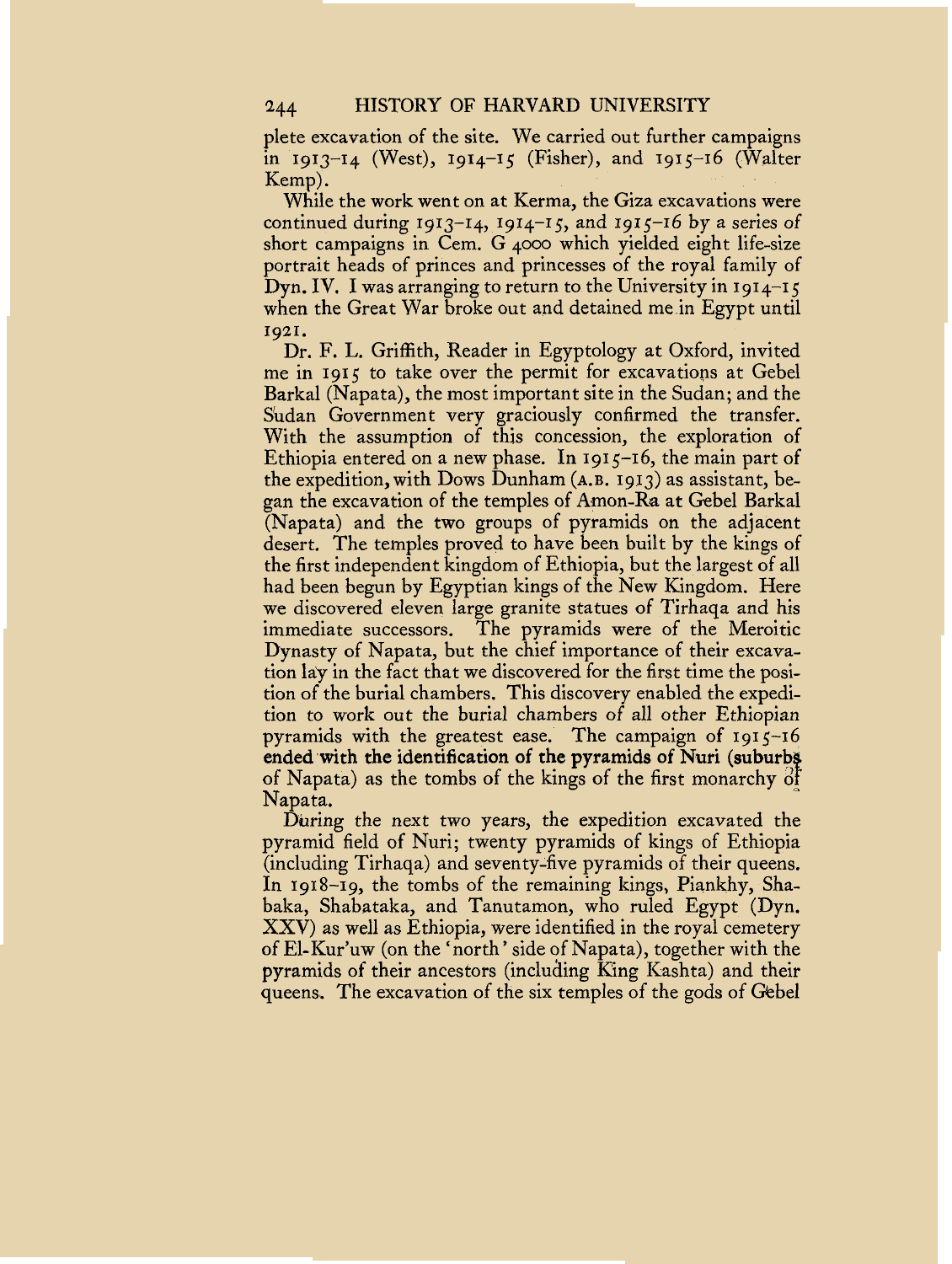plete excavation of the site. We carried out further campaigns in 1913–14 (West), 1914–15 (Fisher), and 1915–16 (Walter Kemp).

While the work went on at Kerma, the Giza excavations were continued during 1913–14, 1914–15, and 1915–16 by a series of short campaigns in Cem. G 4000 which yielded eight life-size portrait heads of princes and princesses of the royal family of Dyn. IV. I was arranging to return to the University in 1914–15 when the Great War broke out and detained me in Egypt until 1921.

Dr. F. L. Griffith, Reader in Egyptology at Oxford, invited me in 1915 to take over the permit for excavations at Gebel Barkal (Napata), the most important site in the Sudan; and the Sudan Government very graciously confirmed the transfer. With the assumption of this concession, the exploration of Ethiopia entered on a new phase. In 1915–16, the main part of the expedition, with Dows Dunham (A.B. 1913) as assistant, began the excavation of the temples of Amon-Ra at Gebel Barkal (Napata) and the two groups of pyramids on the adjacent desert. The temples proved to have been built by the kings of the first independent kingdom of Ethiopia, but the largest of all had been begun by Egyptian kings of the New Kingdom. Here we discovered eleven large granite statues of Tirhaqa and his immediate successors. The pyramids were of the Meroitic Dynasty of Napata, but the chief importance of their excavation lay in the fact that we discovered for the first time the position of the burial chambers. This discovery enabled the expedition to work out the burial chambers of all other Ethiopian pyramids with the greatest ease. The campaign of 1915–16 ended with the identification of the pyramids of Nuri (suburbs of Napata) as the tombs of the kings of the first monarchy of Napata.

During the next two years, the expedition excavated the pyramid field of Nuri; twenty pyramids of kings of Ethiopia (including Tirhaqa) and seventy-five pyramids of their queens. In 1918–19, the tombs of the remaining kings, Piankhy, Shabaka, Shabataka, and Tanutamon, who ruled Egypt (Dyn. XXV) as well as Ethiopia, were identified in the royal cemetery of El-Kur'uw (on the 'north' side of Napata), together with the pyramids of their ancestors (including King Kashta) and their queens. The excavation of the six temples of the gods of Gebel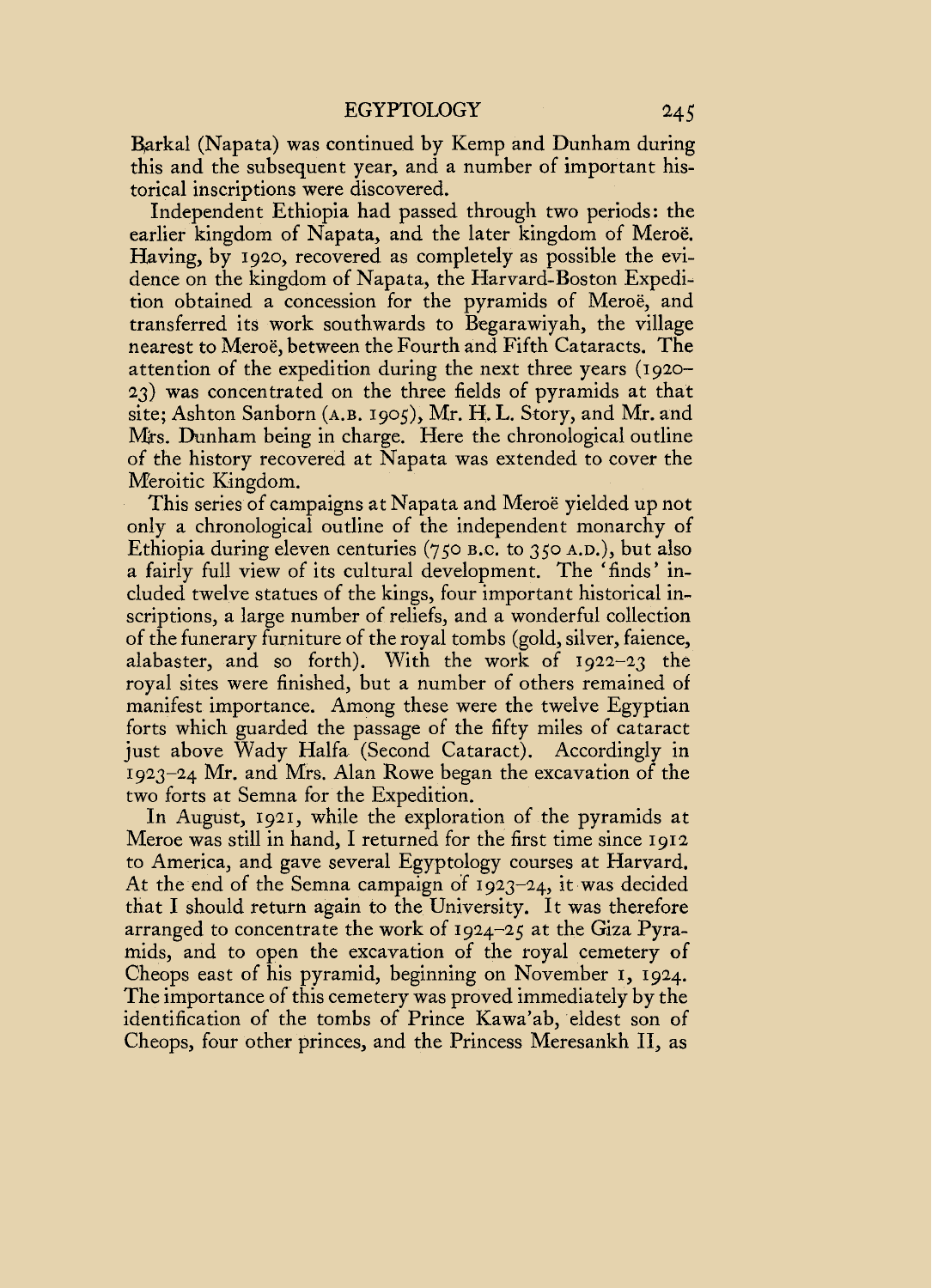Barkal (Napata) was continued by Kemp and Dunham during this and the subsequent year, and a number of important historical inscriptions were discovered.

Independent Ethiopia had passed through two periods: the earlier kingdom of Napata, and the later kingdom of Meroë. Having, by 1920, recovered as completely as possible the evidence on the kingdom of Napata, the Harvard-Boston Expedition obtained a concession for the pyramids of Meroë, and transferred its work southwards to Begarawiyah, the village nearest to Meroë, between the Fourth and Fifth Cataracts. The attention of the expedition during the next three years (1920–23) was concentrated on the three fields of pyramids at that site; Ashton Sanborn (A.B. 1905), Mr. H. L. Story, and Mr. and Mrs. Dunham being in charge. Here the chronological outline of the history recovered at Napata was extended to cover the Meroitic Kingdom.

This series of campaigns at Napata and Meroë yielded up not only a chronological outline of the independent monarchy of Ethiopia during eleven centuries (750 B.C. to 350 A.D.), but also a fairly full view of its cultural development. The 'finds' included twelve statues of the kings, four important historical inscriptions, a large number of reliefs, and a wonderful collection of the funerary furniture of the royal tombs (gold, silver, faience, alabaster, and so forth). With the work of 1922–23 the royal sites were finished, but a number of others remained of manifest importance. Among these were the twelve Egyptian forts which guarded the passage of the fifty miles of cataract just above Wady Halfa (Second Cataract). Accordingly in 1923–24 Mr. and Mrs. Alan Rowe began the excavation of the two forts at Semna for the Expedition.

In August, 1921, while the exploration of the pyramids at Meroe was still in hand, I returned for the first time since 1912 to America, and gave several Egyptology courses at Harvard. At the end of the Semna campaign of 1923–24, it was decided that I should return again to the University. It was therefore arranged to concentrate the work of 1924–25 at the Giza Pyramids, and to open the excavation of the royal cemetery of Cheops east of his pyramid, beginning on November 1, 1924. The importance of this cemetery was proved immediately by the identification of the tombs of Prince Kawa'ab, eldest son of Cheops, four other princes, and the Princess Meresankh II, as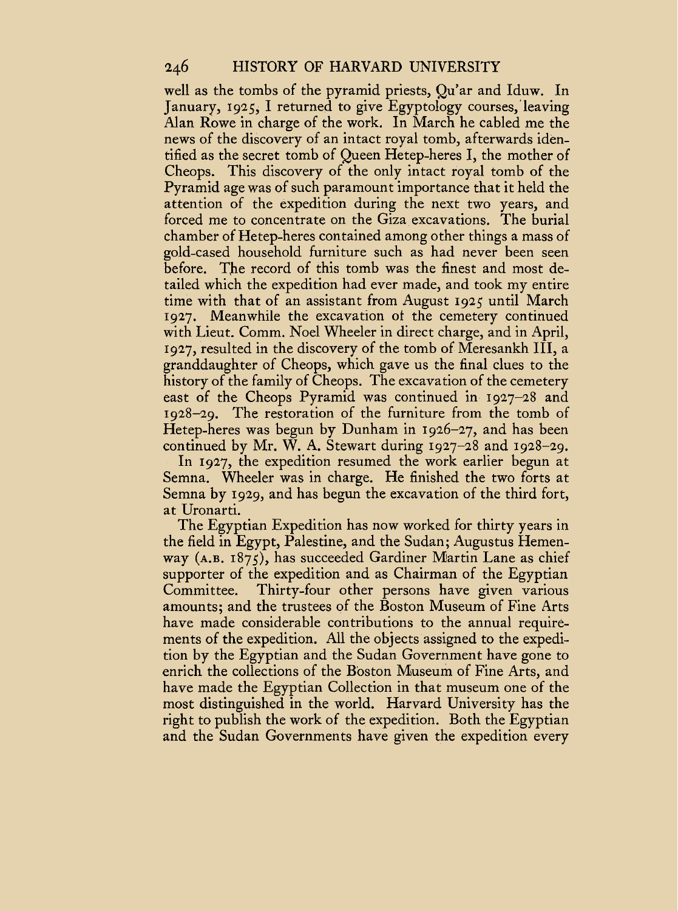well as the tombs of the pyramid priests, Qu'ar and Iduw. In January, 1925, I returned to give Egyptology courses, leaving Alan Rowe in charge of the work. In March he cabled me the news of the discovery of an intact royal tomb, afterwards identified as the secret tomb of Queen Hetep-heres I, the mother of Cheops. This discovery of the only intact royal tomb of the Pyramid age was of such paramount importance that it held the attention of the expedition during the next two years, and forced me to concentrate on the Giza excavations. The burial chamber of Hetep-heres contained among other things a mass of gold-cased household furniture such as had never been seen before. The record of this tomb was the finest and most detailed which the expedition had ever made, and took my entire time with that of an assistant from August 1925 until March 1927. Meanwhile the excavation of the cemetery continued with Lieut. Comm. Noel Wheeler in direct charge, and in April, 1927, resulted in the discovery of the tomb of Meresankh III, a granddaughter of Cheops, which gave us the final clues to the history of the family of Cheops. The excavation of the cemetery east of the Cheops Pyramid was continued in 1927–28 and 1928–29. The restoration of the furniture from the tomb of Hetep-heres was begun by Dunham in 1926–27, and has been continued by Mr. W. A. Stewart during 1927–28 and 1928–29.

In 1927, the expedition resumed the work earlier begun at Semna. Wheeler was in charge. He finished the two forts at Semna by 1929, and has begun the excavation of the third fort, at Uronarti.

The Egyptian Expedition has now worked for thirty years in the field in Egypt, Palestine, and the Sudan; Augustus Hemenway (A.B. 1875), has succeeded Gardiner Martin Lane as chief supporter of the expedition and as Chairman of the Egyptian Committee. Thirty-four other persons have given various amounts; and the trustees of the Boston Museum of Fine Arts have made considerable contributions to the annual requirements of the expedition. All the objects assigned to the expedition by the Egyptian and the Sudan Government have gone to enrich the collections of the Boston Museum of Fine Arts, and have made the Egyptian Collection in that museum one of the most distinguished in the world. Harvard University has the right to publish the work of the expedition. Both the Egyptian and the Sudan Governments have given the expedition every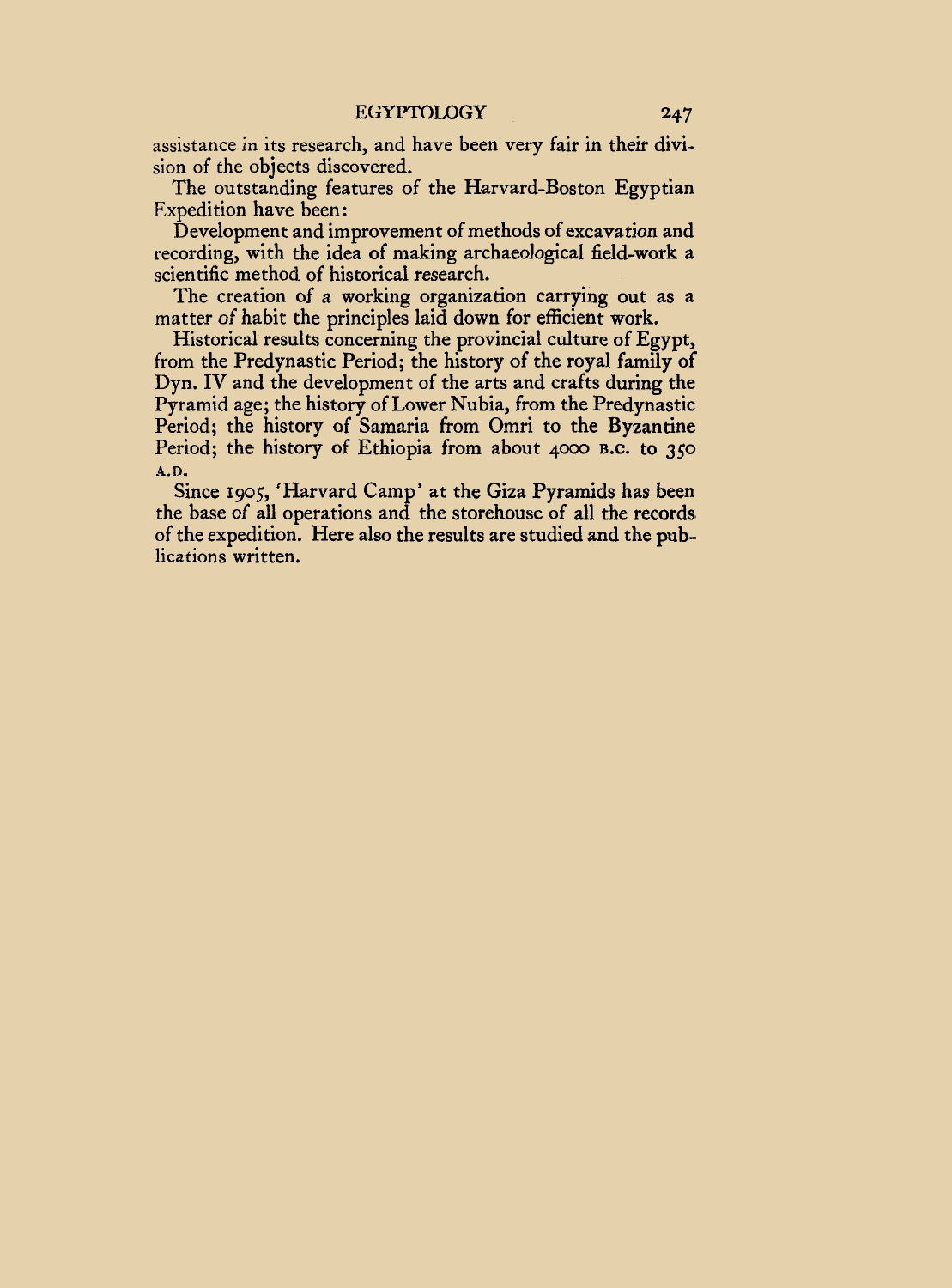assistance in its research, and have been very fair in their division of the objects discovered.

The outstanding features of the Harvard-Boston Egyptian Expedition have been:

Development and improvement of methods of excavation and recording, with the idea of making archaeological field-work a scientific method of historical research.

The creation of a working organization carrying out as a matter of habit the principles laid down for efficient work.

Historical results concerning the provincial culture of Egypt, from the Predynastic Period; the history of the royal family of Dyn. IV and the development of the arts and crafts during the Pyramid age; the history of Lower Nubia, from the Predynastic Period; the history of Samaria from Omri to the Byzantine Period; the history of Ethiopia from about 4000 B.C. to 350 A.D.

Since 1905, 'Harvard Camp' at the Giza Pyramids has been the base of all operations and the storehouse of all the records of the expedition. Here also the results are studied and the publications written.